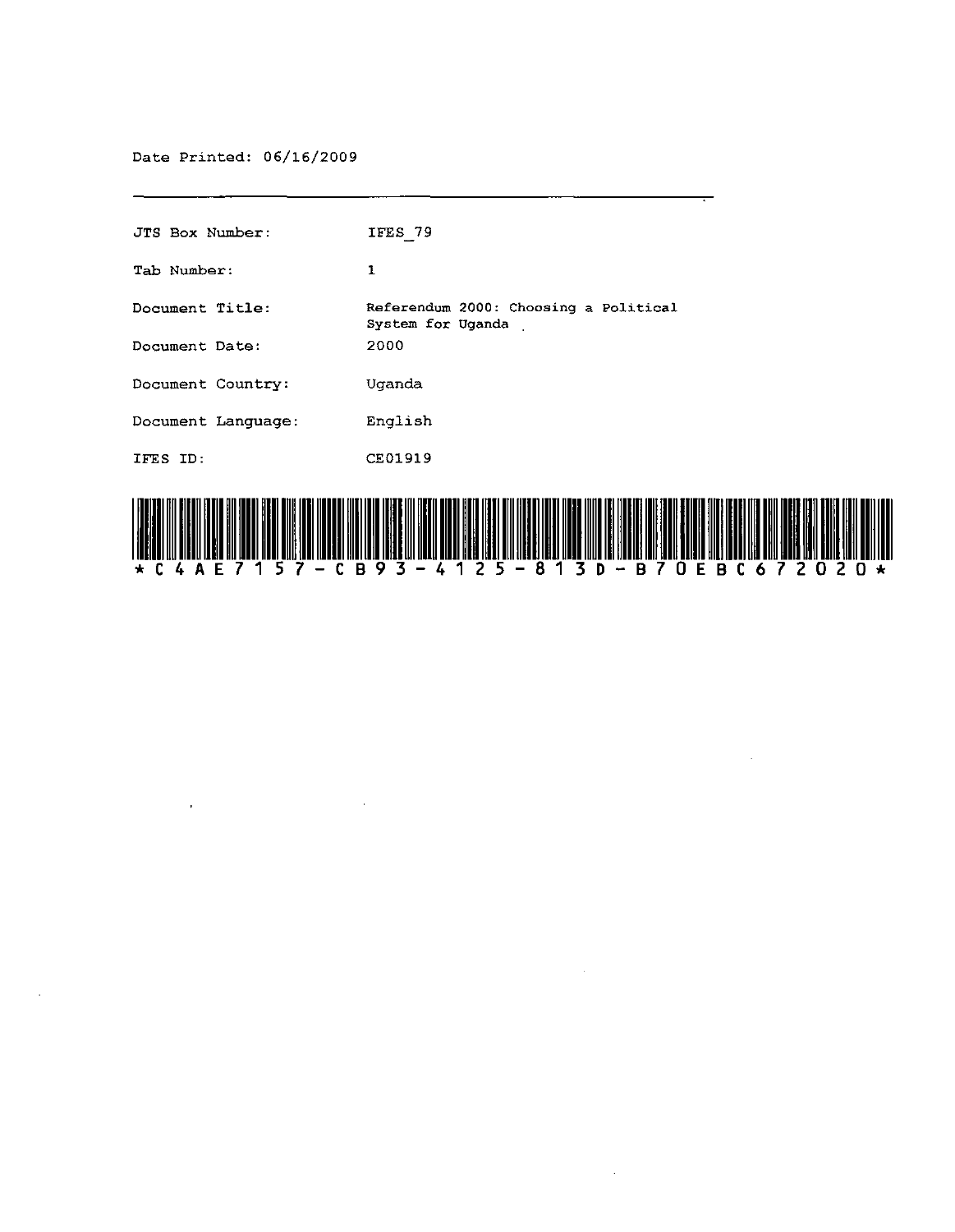Date Printed: 06/16/2009

| | |
|---|---|
| JTS Box Number: | IFES_79 |
| Tab Number: | 1 |
| Document Title: | Referendum 2000: Choosing a Political System for Uganda |
| Document Date: | 2000 |
| Document Country: | Uganda |
| Document Language: | English |
| IFES ID: | CE01919 |

*C4AE7157-CB93-4125-813D-B70EBC672020*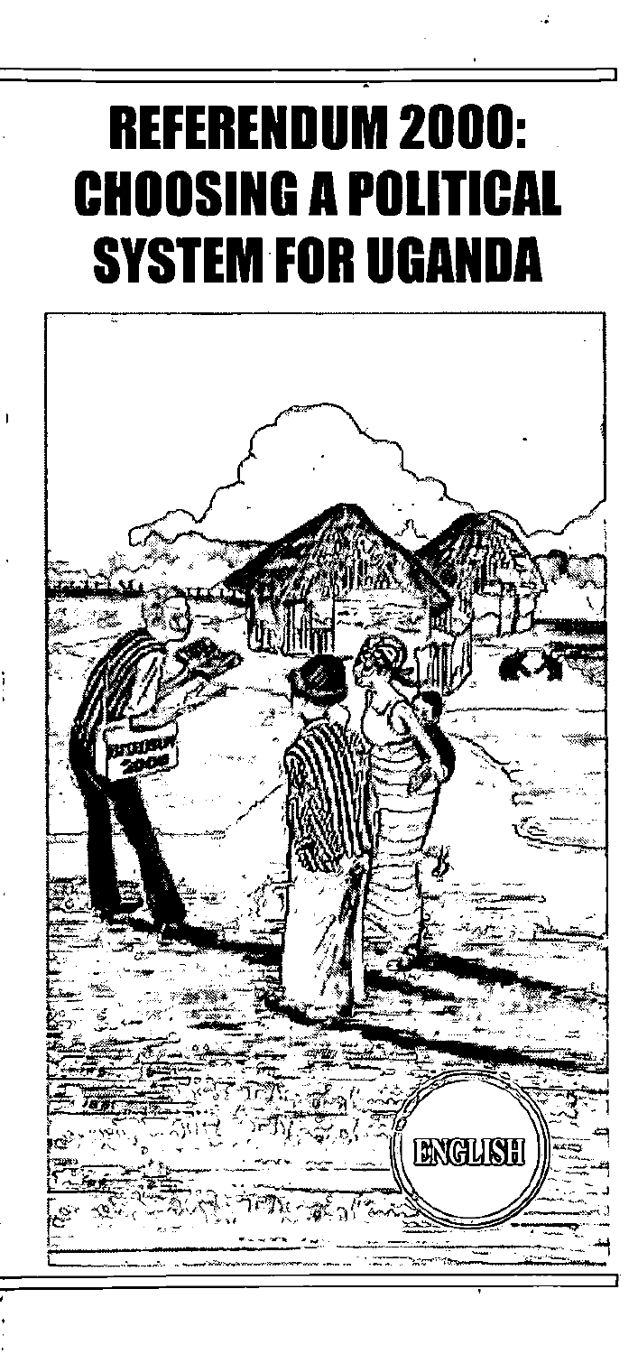# REFERENDUM 2000: CHOOSING A POLITICAL SYSTEM FOR UGANDA

ENGLISH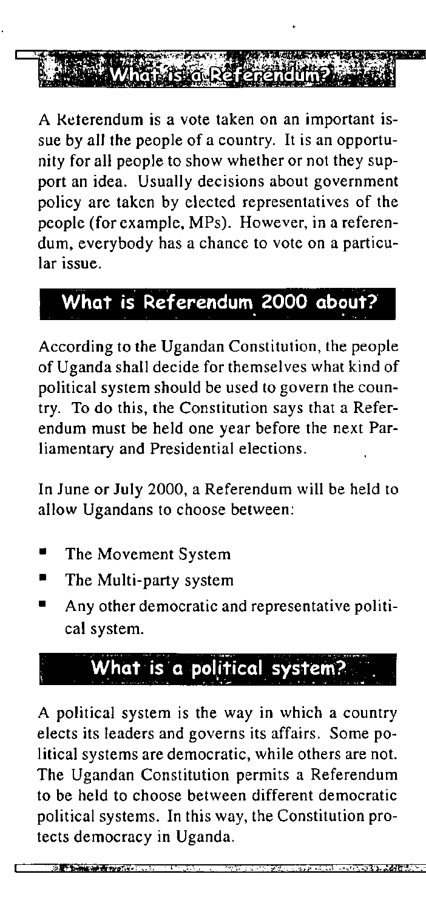## What is a Referendum?

A Referendum is a vote taken on an important issue by all the people of a country. It is an opportunity for all people to show whether or not they support an idea. Usually decisions about government policy are taken by elected representatives of the people (for example, MPs). However, in a referendum, everybody has a chance to vote on a particular issue.

## What is Referendum 2000 about?

According to the Ugandan Constitution, the people of Uganda shall decide for themselves what kind of political system should be used to govern the country. To do this, the Constitution says that a Referendum must be held one year before the next Parliamentary and Presidential elections.

In June or July 2000, a Referendum will be held to allow Ugandans to choose between:

- The Movement System
- The Multi-party system
- Any other democratic and representative political system.

## What is a political system?

A political system is the way in which a country elects its leaders and governs its affairs. Some political systems are democratic, while others are not. The Ugandan Constitution permits a Referendum to be held to choose between different democratic political systems. In this way, the Constitution protects democracy in Uganda.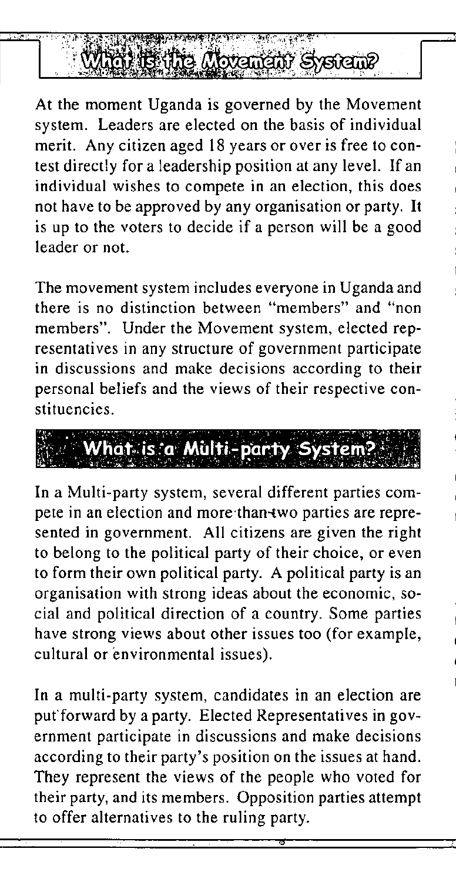## What is the Movement System?

At the moment Uganda is governed by the Movement system. Leaders are elected on the basis of individual merit. Any citizen aged 18 years or over is free to contest directly for a leadership position at any level. If an individual wishes to compete in an election, this does not have to be approved by any organisation or party. It is up to the voters to decide if a person will be a good leader or not.

The movement system includes everyone in Uganda and there is no distinction between "members" and "non members". Under the Movement system, elected representatives in any structure of government participate in discussions and make decisions according to their personal beliefs and the views of their respective constituencies.

## What is a Multi-party System?

In a Multi-party system, several different parties compete in an election and more than two parties are represented in government. All citizens are given the right to belong to the political party of their choice, or even to form their own political party. A political party is an organisation with strong ideas about the economic, social and political direction of a country. Some parties have strong views about other issues too (for example, cultural or environmental issues).

In a multi-party system, candidates in an election are put forward by a party. Elected Representatives in government participate in discussions and make decisions according to their party's position on the issues at hand. They represent the views of the people who voted for their party, and its members. Opposition parties attempt to offer alternatives to the ruling party.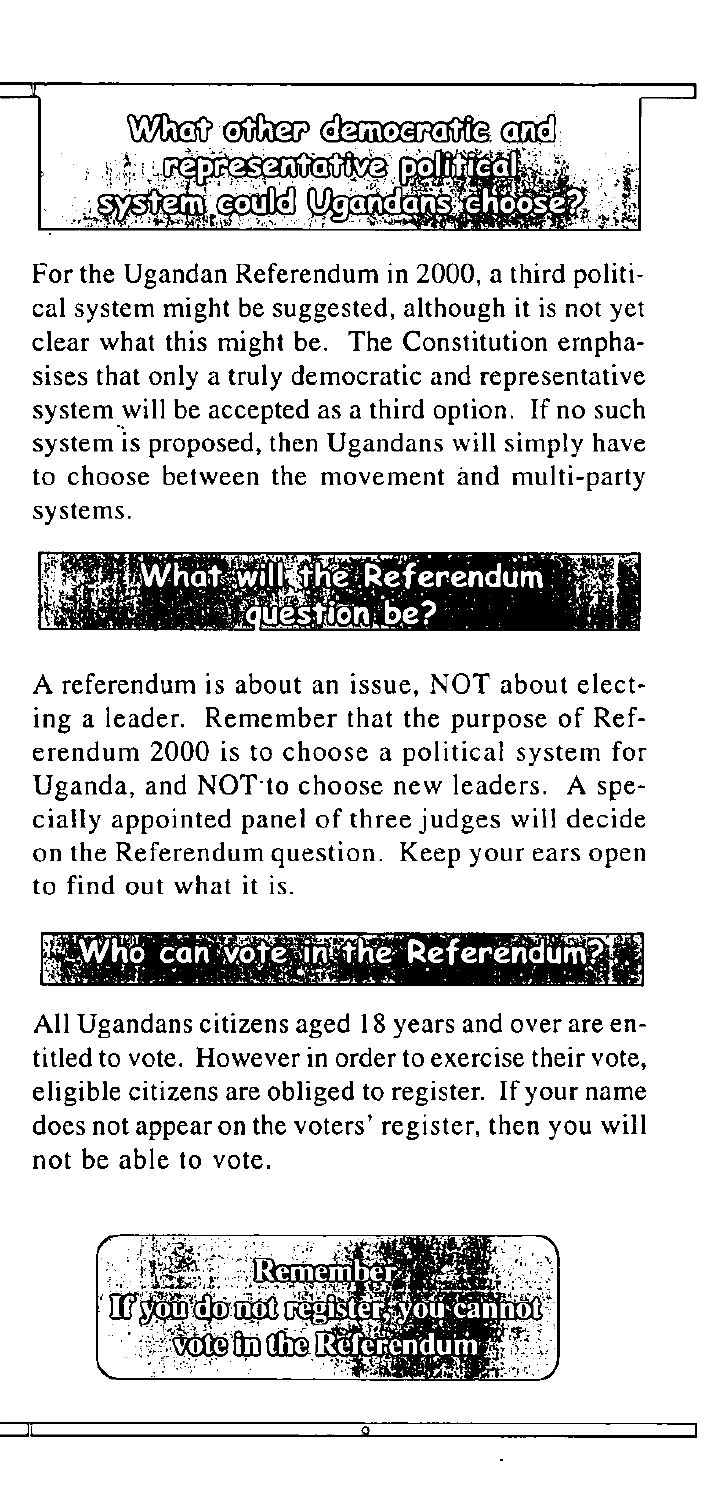## What other democratic and representative political system could Ugandans choose?

For the Ugandan Referendum in 2000, a third political system might be suggested, although it is not yet clear what this might be. The Constitution emphasises that only a truly democratic and representative system will be accepted as a third option. If no such system is proposed, then Ugandans will simply have to choose between the movement and multi-party systems.

## What will the Referendum question be?

A referendum is about an issue, NOT about electing a leader. Remember that the purpose of Referendum 2000 is to choose a political system for Uganda, and NOT to choose new leaders. A specially appointed panel of three judges will decide on the Referendum question. Keep your ears open to find out what it is.

## Who can vote in the Referendum?

All Ugandans citizens aged 18 years and over are entitled to vote. However in order to exercise their vote, eligible citizens are obliged to register. If your name does not appear on the voters' register, then you will not be able to vote.

**Remember**
**If you do not register, you cannot vote in the Referendum**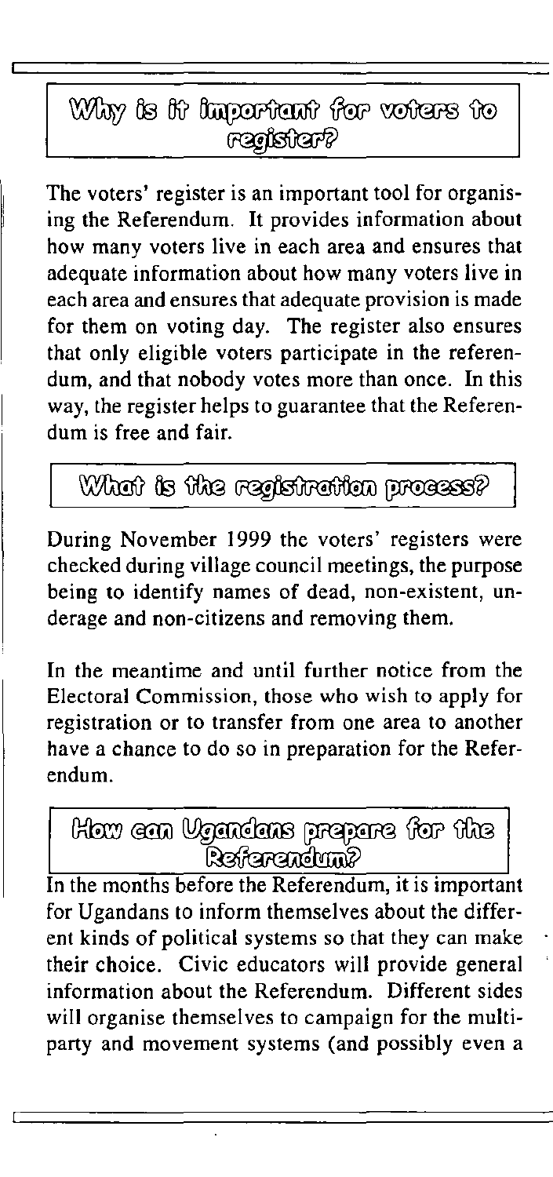## Why is it important for voters to register?

The voters' register is an important tool for organising the Referendum. It provides information about how many voters live in each area and ensures that adequate information about how many voters live in each area and ensures that adequate provision is made for them on voting day. The register also ensures that only eligible voters participate in the referendum, and that nobody votes more than once. In this way, the register helps to guarantee that the Referendum is free and fair.

## What is the registration process?

During November 1999 the voters' registers were checked during village council meetings, the purpose being to identify names of dead, non-existent, underage and non-citizens and removing them.

In the meantime and until further notice from the Electoral Commission, those who wish to apply for registration or to transfer from one area to another have a chance to do so in preparation for the Referendum.

## How can Ugandans prepare for the Referendum?

In the months before the Referendum, it is important for Ugandans to inform themselves about the different kinds of political systems so that they can make their choice. Civic educators will provide general information about the Referendum. Different sides will organise themselves to campaign for the multiparty and movement systems (and possibly even a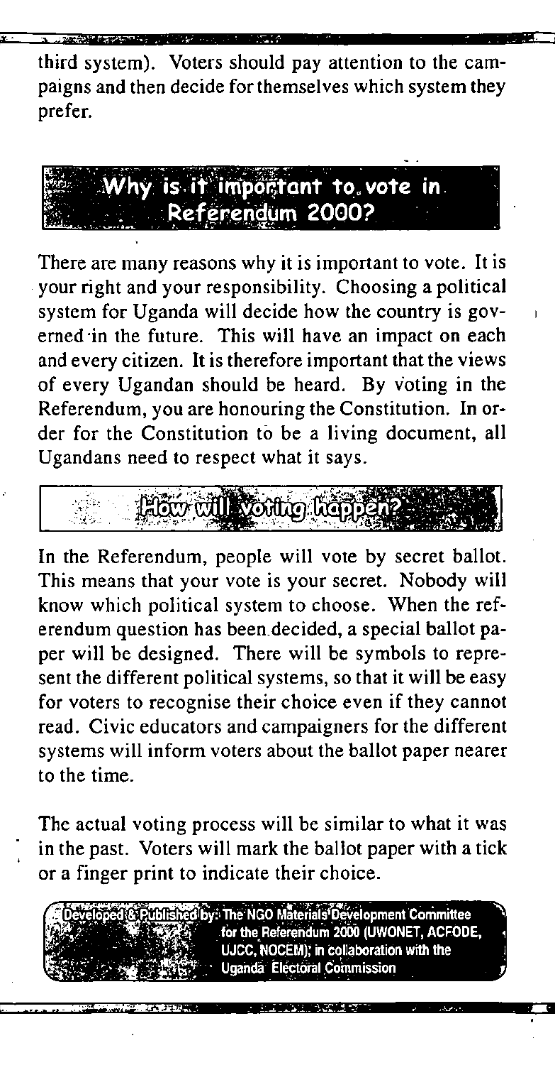third system). Voters should pay attention to the campaigns and then decide for themselves which system they prefer.

## Why is it important to vote in Referendum 2000?

There are many reasons why it is important to vote. It is your right and your responsibility. Choosing a political system for Uganda will decide how the country is governed in the future. This will have an impact on each and every citizen. It is therefore important that the views of every Ugandan should be heard. By voting in the Referendum, you are honouring the Constitution. In order for the Constitution to be a living document, all Ugandans need to respect what it says.

## How will voting happen?

In the Referendum, people will vote by secret ballot. This means that your vote is your secret. Nobody will know which political system to choose. When the referendum question has been decided, a special ballot paper will be designed. There will be symbols to represent the different political systems, so that it will be easy for voters to recognise their choice even if they cannot read. Civic educators and campaigners for the different systems will inform voters about the ballot paper nearer to the time.

The actual voting process will be similar to what it was in the past. Voters will mark the ballot paper with a tick or a finger print to indicate their choice.

**Developed & Published by:** The NGO Materials Development Committee for the Referendum 2000 (UWONET, ACFODE, UJCC, NOCEM); in collaboration with the Uganda Electoral Commission